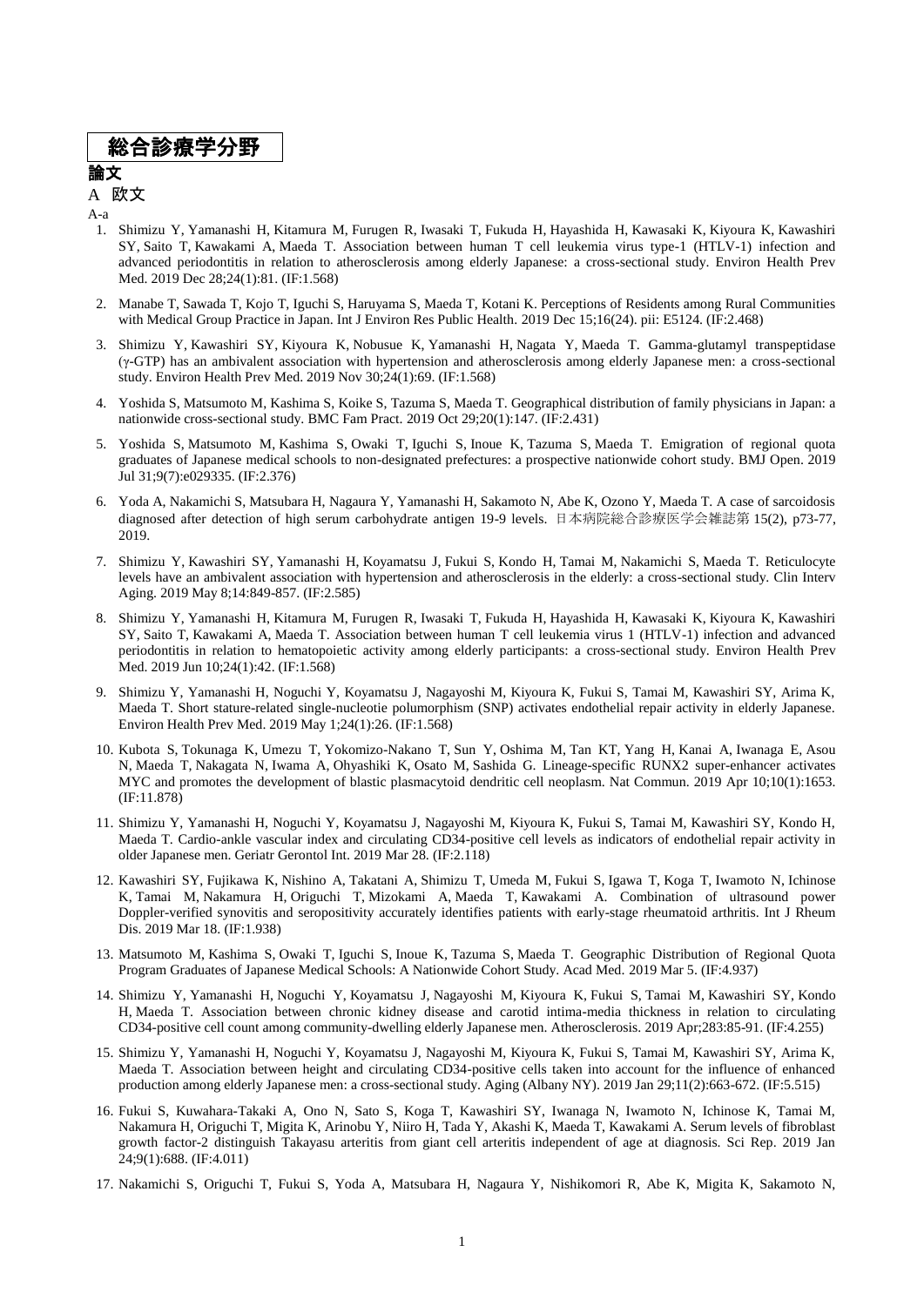# 総合診療学分野

## 論文

### A 欧文

A-a

1. Shimizu Y, Yamanashi H, Kitamura M, Furugen R, Iwasaki T, Fukuda H, Hayashida H, Kawasaki K, Kiyoura K, Kawashiri SY, Saito T, Kawakami A, Maeda T. Association between human T cell leukemia virus type-1 (HTLV-1) infection and advanced periodontitis in relation to atherosclerosis among elderly Japanese: a cross-sectional study. Environ Health Prev Med. 2019 Dec 28;24(1):81. (IF:1.568)

2. Manabe T, Sawada T, Kojo T, Iguchi S, Haruyama S, Maeda T, Kotani K. Perceptions of Residents among Rural Communities with Medical Group Practice in Japan. Int J Environ Res Public Health. 2019 Dec 15;16(24). pii: E5124. (IF:2.468)

3. Shimizu Y, Kawashiri SY, Kiyoura K, Nobusue K, Yamanashi H, Nagata Y, Maeda T. Gamma-glutamyl transpeptidase (γ-GTP) has an ambivalent association with hypertension and atherosclerosis among elderly Japanese men: a cross-sectional study. Environ Health Prev Med. 2019 Nov 30;24(1):69. (IF:1.568)

4. Yoshida S, Matsumoto M, Kashima S, Koike S, Tazuma S, Maeda T. Geographical distribution of family physicians in Japan: a nationwide cross-sectional study. BMC Fam Pract. 2019 Oct 29;20(1):147. (IF:2.431)

5. Yoshida S, Matsumoto M, Kashima S, Owaki T, Iguchi S, Inoue K, Tazuma S, Maeda T. Emigration of regional quota graduates of Japanese medical schools to non-designated prefectures: a prospective nationwide cohort study. BMJ Open. 2019 Jul 31;9(7):e029335. (IF:2.376)

6. Yoda A, Nakamichi S, Matsubara H, Nagaura Y, Yamanashi H, Sakamoto N, Abe K, Ozono Y, Maeda T. A case of sarcoidosis diagnosed after detection of high serum carbohydrate antigen 19-9 levels. 日本病院総合診療医学会雑誌第 15(2), p73-77, 2019.

7. Shimizu Y, Kawashiri SY, Yamanashi H, Koyamatsu J, Fukui S, Kondo H, Tamai M, Nakamichi S, Maeda T. Reticulocyte levels have an ambivalent association with hypertension and atherosclerosis in the elderly: a cross-sectional study. Clin Interv Aging. 2019 May 8;14:849-857. (IF:2.585)

8. Shimizu Y, Yamanashi H, Kitamura M, Furugen R, Iwasaki T, Fukuda H, Hayashida H, Kawasaki K, Kiyoura K, Kawashiri SY, Saito T, Kawakami A, Maeda T. Association between human T cell leukemia virus 1 (HTLV-1) infection and advanced periodontitis in relation to hematopoietic activity among elderly participants: a cross-sectional study. Environ Health Prev Med. 2019 Jun 10;24(1):42. (IF:1.568)

9. Shimizu Y, Yamanashi H, Noguchi Y, Koyamatsu J, Nagayoshi M, Kiyoura K, Fukui S, Tamai M, Kawashiri SY, Arima K, Maeda T. Short stature-related single-nucleotie polumorphism (SNP) activates endothelial repair activity in elderly Japanese. Environ Health Prev Med. 2019 May 1;24(1):26. (IF:1.568)

10. Kubota S, Tokunaga K, Umezu T, Yokomizo-Nakano T, Sun Y, Oshima M, Tan KT, Yang H, Kanai A, Iwanaga E, Asou N, Maeda T, Nakagata N, Iwama A, Ohyashiki K, Osato M, Sashida G. Lineage-specific RUNX2 super-enhancer activates MYC and promotes the development of blastic plasmacytoid dendritic cell neoplasm. Nat Commun. 2019 Apr 10;10(1):1653. (IF:11.878)

11. Shimizu Y, Yamanashi H, Noguchi Y, Koyamatsu J, Nagayoshi M, Kiyoura K, Fukui S, Tamai M, Kawashiri SY, Kondo H, Maeda T. Cardio-ankle vascular index and circulating CD34-positive cell levels as indicators of endothelial repair activity in older Japanese men. Geriatr Gerontol Int. 2019 Mar 28. (IF:2.118)

12. Kawashiri SY, Fujikawa K, Nishino A, Takatani A, Shimizu T, Umeda M, Fukui S, Igawa T, Koga T, Iwamoto N, Ichinose K, Tamai M, Nakamura H, Origuchi T, Mizokami A, Maeda T, Kawakami A. Combination of ultrasound power Doppler-verified synovitis and seropositivity accurately identifies patients with early-stage rheumatoid arthritis. Int J Rheum Dis. 2019 Mar 18. (IF:1.938)

13. Matsumoto M, Kashima S, Owaki T, Iguchi S, Inoue K, Tazuma S, Maeda T. Geographic Distribution of Regional Quota Program Graduates of Japanese Medical Schools: A Nationwide Cohort Study. Acad Med. 2019 Mar 5. (IF:4.937)

14. Shimizu Y, Yamanashi H, Noguchi Y, Koyamatsu J, Nagayoshi M, Kiyoura K, Fukui S, Tamai M, Kawashiri SY, Kondo H, Maeda T. Association between chronic kidney disease and carotid intima-media thickness in relation to circulating CD34-positive cell count among community-dwelling elderly Japanese men. Atherosclerosis. 2019 Apr;283:85-91. (IF:4.255)

15. Shimizu Y, Yamanashi H, Noguchi Y, Koyamatsu J, Nagayoshi M, Kiyoura K, Fukui S, Tamai M, Kawashiri SY, Arima K, Maeda T. Association between height and circulating CD34-positive cells taken into account for the influence of enhanced production among elderly Japanese men: a cross-sectional study. Aging (Albany NY). 2019 Jan 29;11(2):663-672. (IF:5.515)

16. Fukui S, Kuwahara-Takaki A, Ono N, Sato S, Koga T, Kawashiri SY, Iwanaga N, Iwamoto N, Ichinose K, Tamai M, Nakamura H, Origuchi T, Migita K, Arinobu Y, Niiro H, Tada Y, Akashi K, Maeda T, Kawakami A. Serum levels of fibroblast growth factor-2 distinguish Takayasu arteritis from giant cell arteritis independent of age at diagnosis. Sci Rep. 2019 Jan 24;9(1):688. (IF:4.011)

17. Nakamichi S, Origuchi T, Fukui S, Yoda A, Matsubara H, Nagaura Y, Nishikomori R, Abe K, Migita K, Sakamoto N,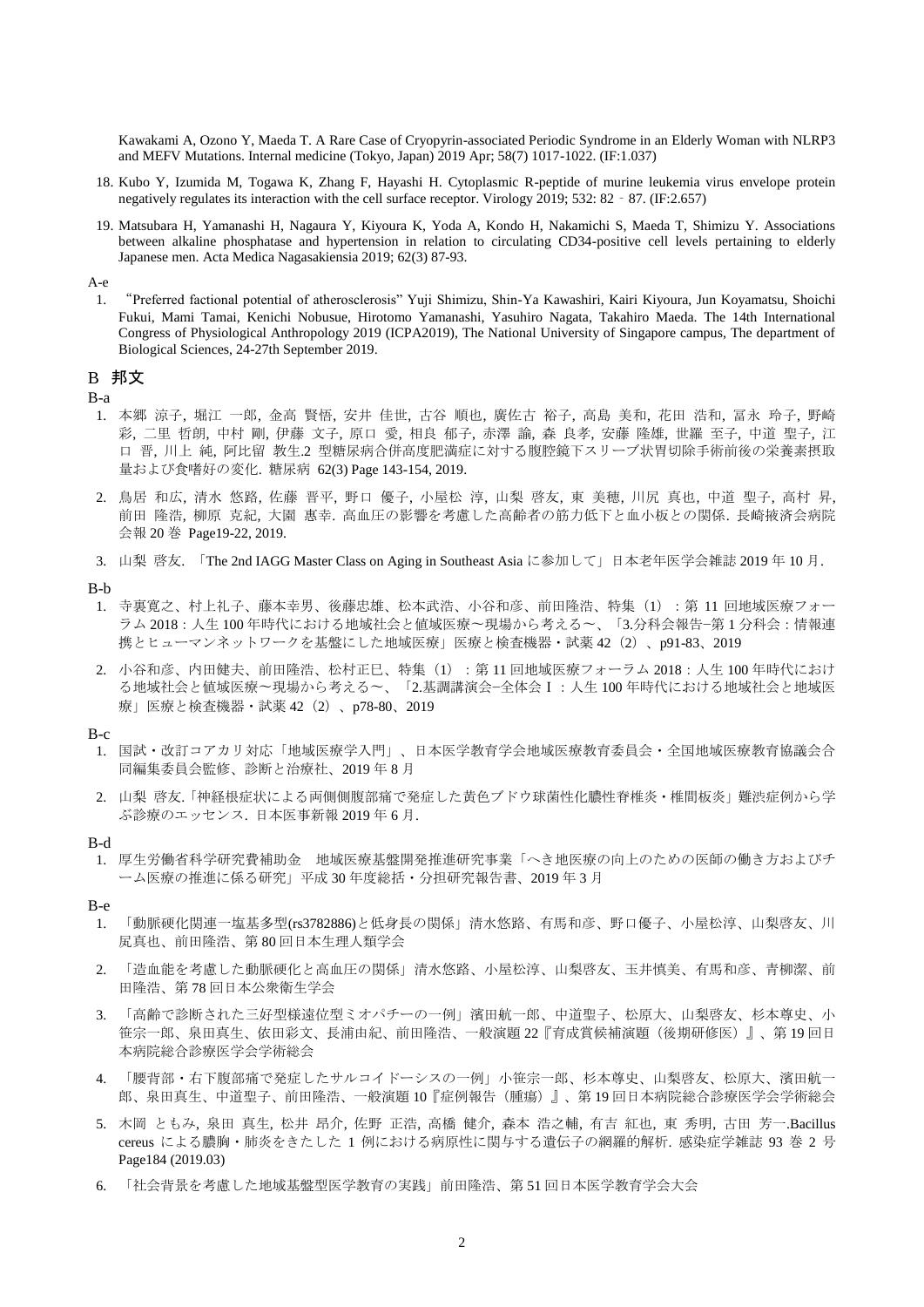Kawakami A, Ozono Y, Maeda T. A Rare Case of Cryopyrin-associated Periodic Syndrome in an Elderly Woman with NLRP3 and MEFV Mutations. Internal medicine (Tokyo, Japan) 2019 Apr; 58(7) 1017-1022. (IF:1.037)

18. Kubo Y, Izumida M, Togawa K, Zhang F, Hayashi H. Cytoplasmic R-peptide of murine leukemia virus envelope protein negatively regulates its interaction with the cell surface receptor. Virology 2019; 532: 82‐87. (IF:2.657)

19. Matsubara H, Yamanashi H, Nagaura Y, Kiyoura K, Yoda A, Kondo H, Nakamichi S, Maeda T, Shimizu Y. Associations between alkaline phosphatase and hypertension in relation to circulating CD34-positive cell levels pertaining to elderly Japanese men. Acta Medica Nagasakiensia 2019; 62(3) 87-93.

A-e

1. "Preferred factional potential of atherosclerosis" Yuji Shimizu, Shin-Ya Kawashiri, Kairi Kiyoura, Jun Koyamatsu, Shoichi Fukui, Mami Tamai, Kenichi Nobusue, Hirotomo Yamanashi, Yasuhiro Nagata, Takahiro Maeda. The 14th International Congress of Physiological Anthropology 2019 (ICPA2019), The National University of Singapore campus, The department of Biological Sciences, 24-27th September 2019.

## B 邦文

B-a

1. 本郷 涼子, 堀江 一郎, 金高 賢悟, 安井 佳世, 古谷 順也, 廣佐古 裕子, 高島 美和, 花田 浩和, 冨永 玲子, 野崎 彩, 二里 哲朗, 中村 剛, 伊藤 文子, 原口 愛, 相良 郁子, 赤澤 諭, 森 良孝, 安藤 隆雄, 世羅 至子, 中道 聖子, 江口 晋, 川上 純, 阿比留 教生.2 型糖尿病合併高度肥満症に対する腹腔鏡下スリーブ状胃切除手術前後の栄養素摂取量および食嗜好の変化. 糖尿病 62(3) Page 143-154, 2019.

2. 鳥居 和広, 清水 悠路, 佐藤 晋平, 野口 優子, 小屋松 淳, 山梨 啓友, 東 美穂, 川尻 真也, 中道 聖子, 高村 昇, 前田 隆浩, 柳原 克紀, 大園 惠幸. 高血圧の影響を考慮した高齢者の筋力低下と血小板との関係. 長崎掖済会病院会報 20 巻 Page19-22, 2019.

3. 山梨 啓友. 「The 2nd IAGG Master Class on Aging in Southeast Asia に参加して」日本老年医学会雑誌 2019 年 10 月.

B-b

1. 寺裏寛之、村上礼子、藤本幸男、後藤忠雄、松本武浩、小谷和彦、前田隆浩、特集（1）：第 11 回地域医療フォーラム 2018：人生 100 年時代における地域社会と値域医療～現場から考える～、「3.分科会報告−第 1 分科会：情報連携とヒューマンネットワークを基盤にした地域医療」医療と検査機器・試薬 42（2）、p91-83、2019

2. 小谷和彦、内田健夫、前田隆浩、松村正巳、特集（1）：第 11 回地域医療フォーラム 2018：人生 100 年時代における地域社会と値域医療～現場から考える～、「2.基調講演会−全体会 I ：人生 100 年時代における地域社会と地域医療」医療と検査機器・試薬 42（2）、p78-80、2019

B-c

1. 国試・改訂コアカリ対応「地域医療学入門」、日本医学教育学会地域医療教育委員会・全国地域医療教育協議会合同編集委員会監修、診断と治療社、2019 年 8 月

2. 山梨 啓友.「神経根症状による両側側腹部痛で発症した黄色ブドウ球菌性化膿性脊椎炎・椎間板炎」難渋症例から学ぶ診療のエッセンス. 日本医事新報 2019 年 6 月.

B-d

1. 厚生労働省科学研究費補助金　地域医療基盤開発推進研究事業「へき地医療の向上のための医師の働き方およびチーム医療の推進に係る研究」平成 30 年度総括・分担研究報告書、2019 年 3 月

B-e

1. 「動脈硬化関連一塩基多型(rs3782886)と低身長の関係」清水悠路、有馬和彦、野口優子、小屋松淳、山梨啓友、川尻真也、前田隆浩、第 80 回日本生理人類学会

2. 「造血能を考慮した動脈硬化と高血圧の関係」清水悠路、小屋松淳、山梨啓友、玉井慎美、有馬和彦、青柳潔、前田隆浩、第 78 回日本公衆衛生学会

3. 「高齢で診断された三好型様遠位型ミオパチーの一例」濱田航一郎、中道聖子、松原大、山梨啓友、杉本尊史、小笹宗一郎、泉田真生、依田彩文、長浦由紀、前田隆浩、一般演題 22『育成賞候補演題（後期研修医）』、第 19 回日本病院総合診療医学会学術総会

4. 「腰背部・右下腹部痛で発症したサルコイドーシスの一例」小笹宗一郎、杉本尊史、山梨啓友、松原大、濱田航一郎、泉田真生、中道聖子、前田隆浩、一般演題 10『症例報告（腫瘍）』、第 19 回日本病院総合診療医学会学術総会

5. 木岡 ともみ, 泉田 真生, 松井 昂介, 佐野 正浩, 高橋 健介, 森本 浩之輔, 有吉 紅也, 東 秀明, 古田 芳一.Bacillus cereus による膿胸・肺炎をきたした 1 例における病原性に関与する遺伝子の網羅的解析. 感染症学雑誌 93 巻 2 号 Page184 (2019.03)

6. 「社会背景を考慮した地域基盤型医学教育の実践」前田隆浩、第 51 回日本医学教育学会大会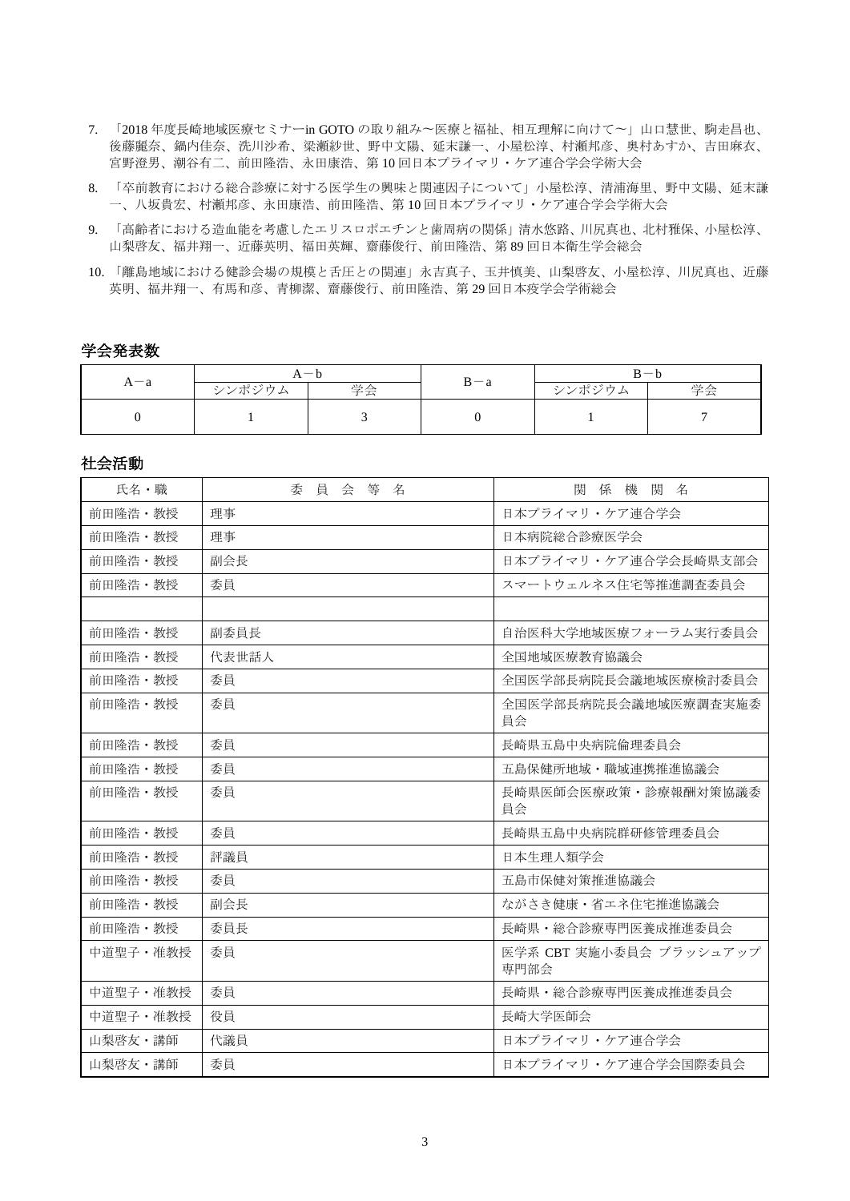7. 「2018 年度長崎地域医療セミナーin GOTO の取り組み〜医療と福祉、相互理解に向けて〜」山口慧世、駒走昌也、後藤麗奈、鍋内佳奈、洗川沙希、梁瀬紗世、野中文陽、延末謙一、小屋松淳、村瀬邦彦、奥村あすか、吉田麻衣、宮野澄男、潮谷有二、前田隆浩、永田康浩、第 10 回日本プライマリ・ケア連合学会学術大会
8. 「卒前教育における総合診療に対する医学生の興味と関連因子について」小屋松淳、清浦海里、野中文陽、延末謙一、八坂貴宏、村瀬邦彦、永田康浩、前田隆浩、第 10 回日本プライマリ・ケア連合学会学術大会
9. 「高齢者における造血能を考慮したエリスロポエチンと歯周病の関係」清水悠路、川尻真也、北村雅保、小屋松淳、山梨啓友、福井翔一、近藤英明、福田英輝、齋藤俊行、前田隆浩、第 89 回日本衛生学会総会
10. 「離島地域における健診会場の規模と舌圧との関連」永吉真子、玉井慎美、山梨啓友、小屋松淳、川尻真也、近藤英明、福井翔一、有馬和彦、青柳潔、齋藤俊行、前田隆浩、第 29 回日本疫学会学術総会

## 学会発表数

| A－a | A－b | | B－a | B－b | |
|---|---|---|---|---|---|
| | シンポジウム | 学会 | | シンポジウム | 学会 |
| 0 | 1 | 3 | 0 | 1 | 7 |

## 社会活動

| 氏名・職 | 委 員 会 等 名 | 関 係 機 関 名 |
|---|---|---|
| 前田隆浩・教授 | 理事 | 日本プライマリ・ケア連合学会 |
| 前田隆浩・教授 | 理事 | 日本病院総合診療医学会 |
| 前田隆浩・教授 | 副会長 | 日本プライマリ・ケア連合学会長崎県支部会 |
| 前田隆浩・教授 | 委員 | スマートウェルネス住宅等推進調査委員会 |
| | | |
| 前田隆浩・教授 | 副委員長 | 自治医科大学地域医療フォーラム実行委員会 |
| 前田隆浩・教授 | 代表世話人 | 全国地域医療教育協議会 |
| 前田隆浩・教授 | 委員 | 全国医学部長病院長会議地域医療検討委員会 |
| 前田隆浩・教授 | 委員 | 全国医学部長病院長会議地域医療調査実施委員会 |
| 前田隆浩・教授 | 委員 | 長崎県五島中央病院倫理委員会 |
| 前田隆浩・教授 | 委員 | 五島保健所地域・職域連携推進協議会 |
| 前田隆浩・教授 | 委員 | 長崎県医師会医療政策・診療報酬対策協議委員会 |
| 前田隆浩・教授 | 委員 | 長崎県五島中央病院群研修管理委員会 |
| 前田隆浩・教授 | 評議員 | 日本生理人類学会 |
| 前田隆浩・教授 | 委員 | 五島市保健対策推進協議会 |
| 前田隆浩・教授 | 副会長 | ながさき健康・省エネ住宅推進協議会 |
| 前田隆浩・教授 | 委員長 | 長崎県・総合診療専門医養成推進委員会 |
| 中道聖子・准教授 | 委員 | 医学系 CBT 実施小委員会 ブラッシュアップ専門部会 |
| 中道聖子・准教授 | 委員 | 長崎県・総合診療専門医養成推進委員会 |
| 中道聖子・准教授 | 役員 | 長崎大学医師会 |
| 山梨啓友・講師 | 代議員 | 日本プライマリ・ケア連合学会 |
| 山梨啓友・講師 | 委員 | 日本プライマリ・ケア連合学会国際委員会 |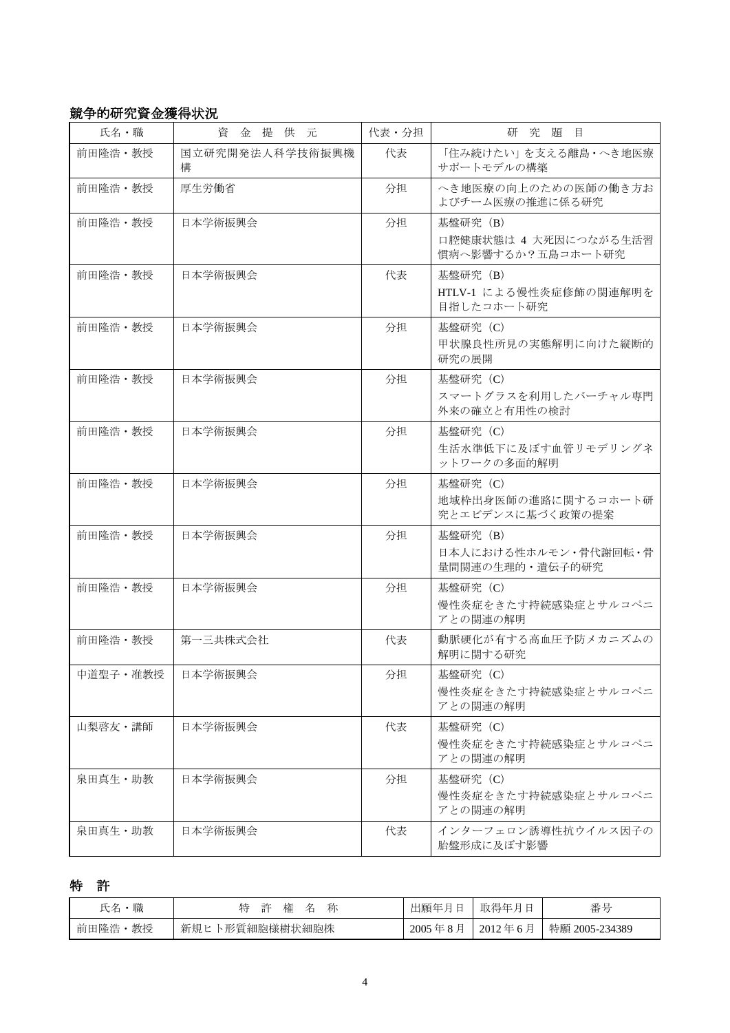## 競争的研究資金獲得状況

| 氏名・職 | 資 金 提 供 元 | 代表・分担 | 研 究 題 目 |
|---|---|---|---|
| 前田隆浩・教授 | 国立研究開発法人科学技術振興機構 | 代表 | 「住み続けたい」を支える離島・へき地医療サポートモデルの構築 |
| 前田隆浩・教授 | 厚生労働省 | 分担 | へき地医療の向上のための医師の働き方およびチーム医療の推進に係る研究 |
| 前田隆浩・教授 | 日本学術振興会 | 分担 | 基盤研究（B）<br>口腔健康状態は 4 大死因につながる生活習慣病へ影響するか？五島コホート研究 |
| 前田隆浩・教授 | 日本学術振興会 | 代表 | 基盤研究（B）<br>HTLV-1 による慢性炎症修飾の関連解明を目指したコホート研究 |
| 前田隆浩・教授 | 日本学術振興会 | 分担 | 基盤研究（C）<br>甲状腺良性所見の実態解明に向けた縦断的研究の展開 |
| 前田隆浩・教授 | 日本学術振興会 | 分担 | 基盤研究（C）<br>スマートグラスを利用したバーチャル専門外来の確立と有用性の検討 |
| 前田隆浩・教授 | 日本学術振興会 | 分担 | 基盤研究（C）<br>生活水準低下に及ぼす血管リモデリングネットワークの多面的解明 |
| 前田隆浩・教授 | 日本学術振興会 | 分担 | 基盤研究（C）<br>地域枠出身医師の進路に関するコホート研究とエビデンスに基づく政策の提案 |
| 前田隆浩・教授 | 日本学術振興会 | 分担 | 基盤研究（B）<br>日本人における性ホルモン・骨代謝回転・骨量間関連の生理的・遺伝子的研究 |
| 前田隆浩・教授 | 日本学術振興会 | 分担 | 基盤研究（C）<br>慢性炎症をきたす持続感染症とサルコペニアとの関連の解明 |
| 前田隆浩・教授 | 第一三共株式会社 | 代表 | 動脈硬化が有する高血圧予防メカニズムの解明に関する研究 |
| 中道聖子・准教授 | 日本学術振興会 | 分担 | 基盤研究（C）<br>慢性炎症をきたす持続感染症とサルコペニアとの関連の解明 |
| 山梨啓友・講師 | 日本学術振興会 | 代表 | 基盤研究（C）<br>慢性炎症をきたす持続感染症とサルコペニアとの関連の解明 |
| 泉田真生・助教 | 日本学術振興会 | 分担 | 基盤研究（C）<br>慢性炎症をきたす持続感染症とサルコペニアとの関連の解明 |
| 泉田真生・助教 | 日本学術振興会 | 代表 | インターフェロン誘導性抗ウイルス因子の胎盤形成に及ぼす影響 |

## 特　許

| 氏名・職 | 特 許 権 名 称 | 出願年月日 | 取得年月日 | 番号 |
|---|---|---|---|---|
| 前田隆浩・教授 | 新規ヒト形質細胞様樹状細胞株 | 2005 年 8 月 | 2012 年 6 月 | 特願 2005-234389 |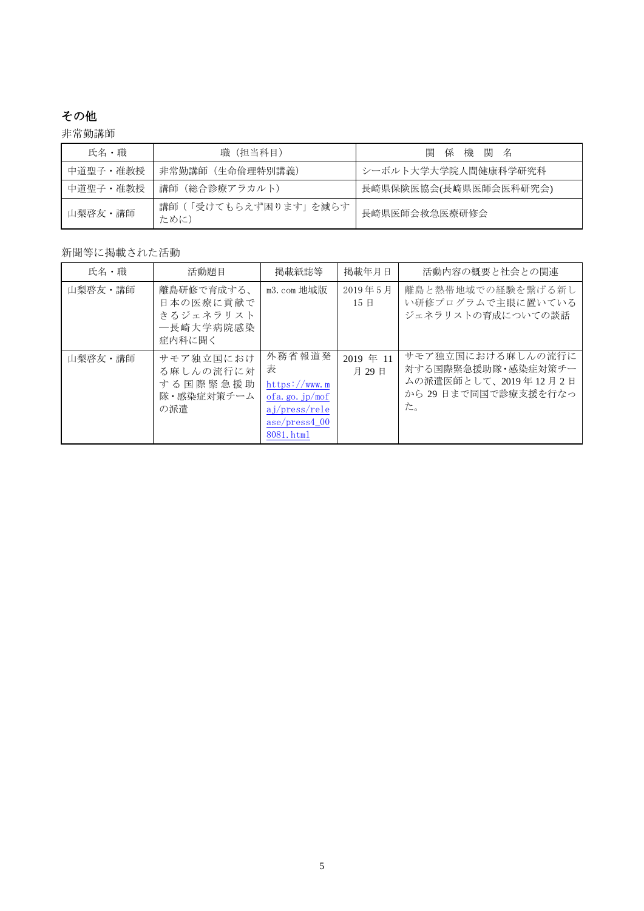## その他

非常勤講師

| 氏名・職 | 職（担当科目） | 関 係 機 関 名 |
|---|---|---|
| 中道聖子・准教授 | 非常勤講師（生命倫理特別講義） | シーボルト大学大学院人間健康科学研究科 |
| 中道聖子・准教授 | 講師（総合診療アラカルト） | 長崎県保険医協会(長崎県医師会医科研究会) |
| 山梨啓友・講師 | 講師（「受けてもらえず困ります」を減らすために） | 長崎県医師会救急医療研修会 |

新聞等に掲載された活動

| 氏名・職 | 活動題目 | 掲載紙誌等 | 掲載年月日 | 活動内容の概要と社会との関連 |
|---|---|---|---|---|
| 山梨啓友・講師 | 離島研修で育成する、日本の医療に貢献できるジェネラリスト―長崎大学病院感染症内科に聞く | m3.com 地域版 | 2019年5月15日 | 離島と熱帯地域での経験を繋げる新しい研修プログラムで主眼に置いているジェネラリストの育成についての談話 |
| 山梨啓友・講師 | サモア独立国における麻しんの流行に対する国際緊急援助隊・感染症対策チームの派遣 | 外務省報道発表 https://www.mofa.go.jp/mofaj/press/release/press4_008081.html | 2019年11月29日 | サモア独立国における麻しんの流行に対する国際緊急援助隊・感染症対策チームの派遣医師として、2019年12月2日から29日まで同国で診療支援を行なった。 |